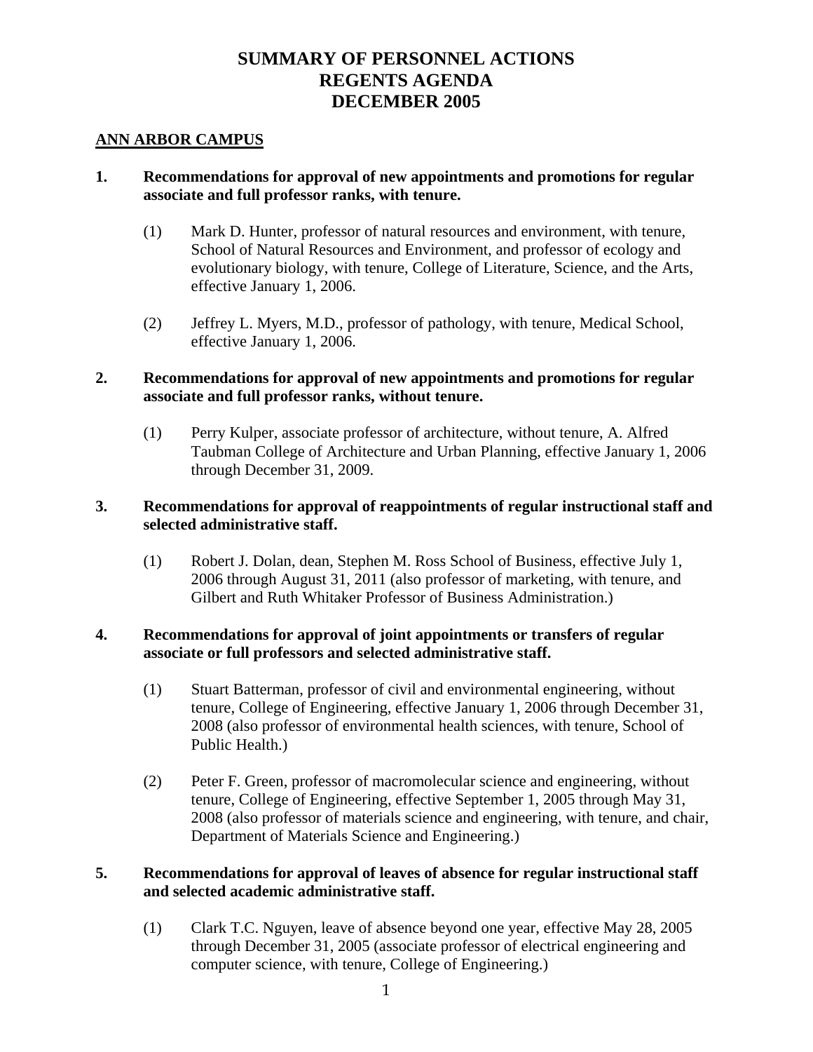# SUMMARY OF PERSONNEL ACTIONS
# REGENTS AGENDA
# DECEMBER 2005

## ANN ARBOR CAMPUS

### 1. Recommendations for approval of new appointments and promotions for regular associate and full professor ranks, with tenure.

(1) Mark D. Hunter, professor of natural resources and environment, with tenure, School of Natural Resources and Environment, and professor of ecology and evolutionary biology, with tenure, College of Literature, Science, and the Arts, effective January 1, 2006.

(2) Jeffrey L. Myers, M.D., professor of pathology, with tenure, Medical School, effective January 1, 2006.

### 2. Recommendations for approval of new appointments and promotions for regular associate and full professor ranks, without tenure.

(1) Perry Kulper, associate professor of architecture, without tenure, A. Alfred Taubman College of Architecture and Urban Planning, effective January 1, 2006 through December 31, 2009.

### 3. Recommendations for approval of reappointments of regular instructional staff and selected administrative staff.

(1) Robert J. Dolan, dean, Stephen M. Ross School of Business, effective July 1, 2006 through August 31, 2011 (also professor of marketing, with tenure, and Gilbert and Ruth Whitaker Professor of Business Administration.)

### 4. Recommendations for approval of joint appointments or transfers of regular associate or full professors and selected administrative staff.

(1) Stuart Batterman, professor of civil and environmental engineering, without tenure, College of Engineering, effective January 1, 2006 through December 31, 2008 (also professor of environmental health sciences, with tenure, School of Public Health.)

(2) Peter F. Green, professor of macromolecular science and engineering, without tenure, College of Engineering, effective September 1, 2005 through May 31, 2008 (also professor of materials science and engineering, with tenure, and chair, Department of Materials Science and Engineering.)

### 5. Recommendations for approval of leaves of absence for regular instructional staff and selected academic administrative staff.

(1) Clark T.C. Nguyen, leave of absence beyond one year, effective May 28, 2005 through December 31, 2005 (associate professor of electrical engineering and computer science, with tenure, College of Engineering.)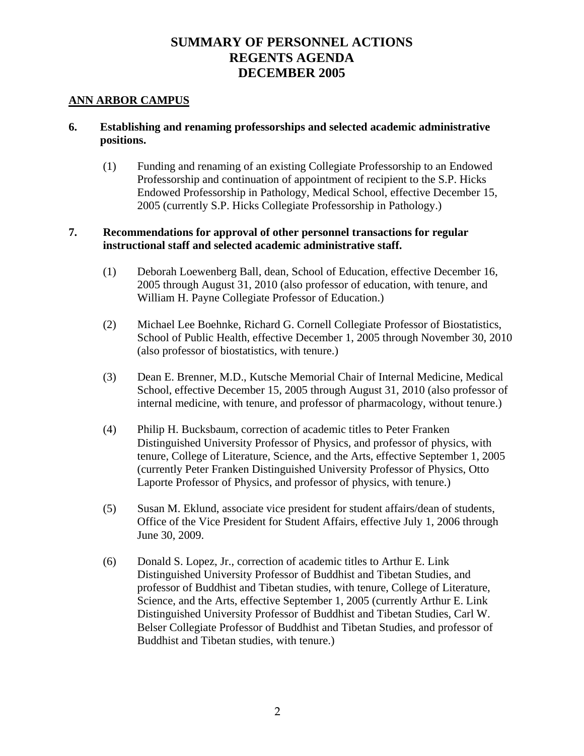# SUMMARY OF PERSONNEL ACTIONS
# REGENTS AGENDA
# DECEMBER 2005

## ANN ARBOR CAMPUS

**6. Establishing and renaming professorships and selected academic administrative positions.**

(1) Funding and renaming of an existing Collegiate Professorship to an Endowed Professorship and continuation of appointment of recipient to the S.P. Hicks Endowed Professorship in Pathology, Medical School, effective December 15, 2005 (currently S.P. Hicks Collegiate Professorship in Pathology.)

**7. Recommendations for approval of other personnel transactions for regular instructional staff and selected academic administrative staff.**

(1) Deborah Loewenberg Ball, dean, School of Education, effective December 16, 2005 through August 31, 2010 (also professor of education, with tenure, and William H. Payne Collegiate Professor of Education.)

(2) Michael Lee Boehnke, Richard G. Cornell Collegiate Professor of Biostatistics, School of Public Health, effective December 1, 2005 through November 30, 2010 (also professor of biostatistics, with tenure.)

(3) Dean E. Brenner, M.D., Kutsche Memorial Chair of Internal Medicine, Medical School, effective December 15, 2005 through August 31, 2010 (also professor of internal medicine, with tenure, and professor of pharmacology, without tenure.)

(4) Philip H. Bucksbaum, correction of academic titles to Peter Franken Distinguished University Professor of Physics, and professor of physics, with tenure, College of Literature, Science, and the Arts, effective September 1, 2005 (currently Peter Franken Distinguished University Professor of Physics, Otto Laporte Professor of Physics, and professor of physics, with tenure.)

(5) Susan M. Eklund, associate vice president for student affairs/dean of students, Office of the Vice President for Student Affairs, effective July 1, 2006 through June 30, 2009.

(6) Donald S. Lopez, Jr., correction of academic titles to Arthur E. Link Distinguished University Professor of Buddhist and Tibetan Studies, and professor of Buddhist and Tibetan studies, with tenure, College of Literature, Science, and the Arts, effective September 1, 2005 (currently Arthur E. Link Distinguished University Professor of Buddhist and Tibetan Studies, Carl W. Belser Collegiate Professor of Buddhist and Tibetan Studies, and professor of Buddhist and Tibetan studies, with tenure.)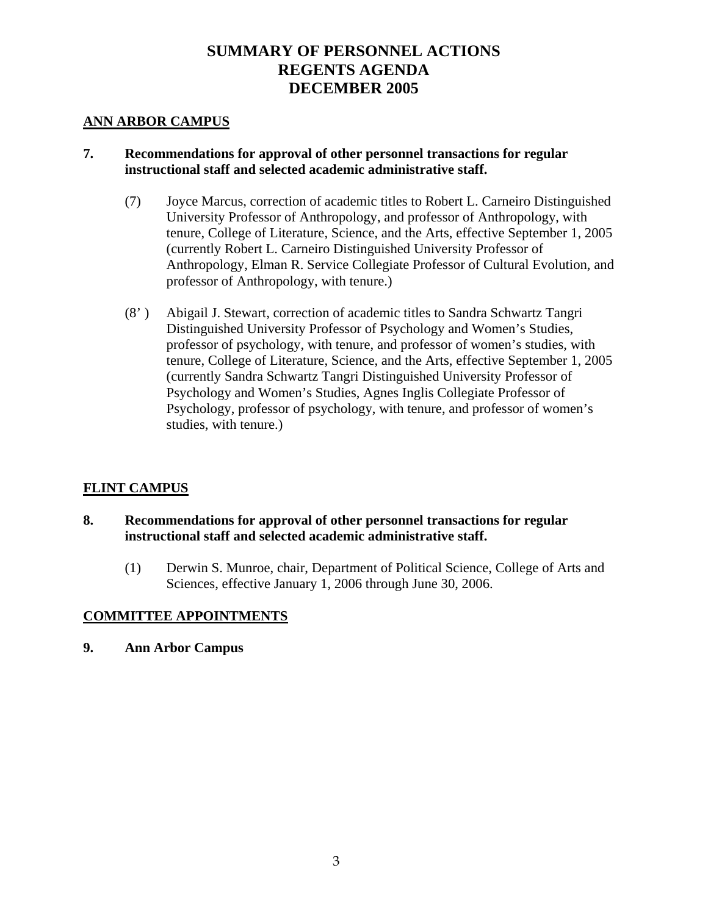# SUMMARY OF PERSONNEL ACTIONS
# REGENTS AGENDA
# DECEMBER 2005

## ANN ARBOR CAMPUS

**7. Recommendations for approval of other personnel transactions for regular instructional staff and selected academic administrative staff.**

(7) Joyce Marcus, correction of academic titles to Robert L. Carneiro Distinguished University Professor of Anthropology, and professor of Anthropology, with tenure, College of Literature, Science, and the Arts, effective September 1, 2005 (currently Robert L. Carneiro Distinguished University Professor of Anthropology, Elman R. Service Collegiate Professor of Cultural Evolution, and professor of Anthropology, with tenure.)

(8' ) Abigail J. Stewart, correction of academic titles to Sandra Schwartz Tangri Distinguished University Professor of Psychology and Women's Studies, professor of psychology, with tenure, and professor of women's studies, with tenure, College of Literature, Science, and the Arts, effective September 1, 2005 (currently Sandra Schwartz Tangri Distinguished University Professor of Psychology and Women's Studies, Agnes Inglis Collegiate Professor of Psychology, professor of psychology, with tenure, and professor of women's studies, with tenure.)

## FLINT CAMPUS

**8. Recommendations for approval of other personnel transactions for regular instructional staff and selected academic administrative staff.**

(1) Derwin S. Munroe, chair, Department of Political Science, College of Arts and Sciences, effective January 1, 2006 through June 30, 2006.

## COMMITTEE APPOINTMENTS

**9. Ann Arbor Campus**